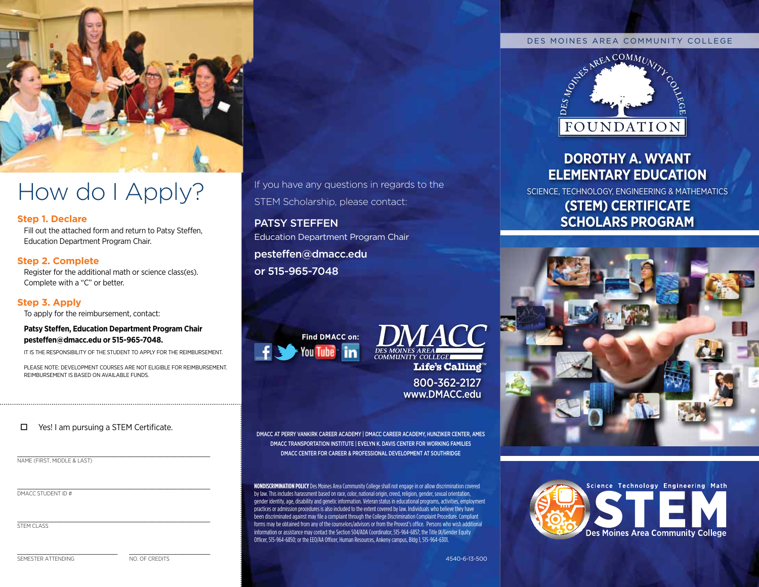# How do I Apply?

### Step 1. Declare

Fill out the attached form and return to Patsy Steffen, Education Department Program Chair.

### Step 2. Complete

Register for the additional math or science class(es). Complete with a "C" or better.

### Step 3. Apply

To apply for the reimbursement, contact:

**Patsy Steffen, Education Department Program Chair**
**pesteffen@dmacc.edu or 515-965-7048.**

IT IS THE RESPONSIBILITY OF THE STUDENT TO APPLY FOR THE REIMBURSEMENT.

PLEASE NOTE: DEVELOPMENT COURSES ARE NOT ELIGIBLE FOR REIMBURSEMENT. REIMBURSEMENT IS BASED ON AVAILABLE FUNDS.

---

☐ Yes! I am pursuing a STEM Certificate.

NAME (FIRST, MIDDLE & LAST)

DMACC STUDENT ID #

STEM CLASS

SEMESTER ATTENDING

NO. OF CREDITS

---

If you have any questions in regards to the STEM Scholarship, please contact:

**PATSY STEFFEN**
Education Department Program Chair
**pesteffen@dmacc.edu**
**or 515-965-7048**

Find DMACC on:

DMACC
DES MOINES AREA COMMUNITY COLLEGE
Life's Calling™
800-362-2127
www.DMACC.edu

DMACC AT PERRY VANKIRK CAREER ACADEMY | DMACC CAREER ACADEMY, HUNZIKER CENTER, AMES
DMACC TRANSPORTATION INSTITUTE | EVELYN K. DAVIS CENTER FOR WORKING FAMILIES
DMACC CENTER FOR CAREER & PROFESSIONAL DEVELOPMENT AT SOUTHRIDGE

**NONDISCRIMINATION POLICY** Des Moines Area Community College shall not engage in or allow discrimination covered by law. This includes harassment based on race, color, national origin, creed, religion, gender, sexual orientation, gender identity, age, disability and genetic information. Veteran status in educational programs, activities, employment practices or admission procedures is also included to the extent covered by law. Individuals who believe they have been discriminated against may file a complaint through the College Discrimination Complaint Procedure. Compliant forms may be obtained from any of the counselors/advisors or from the Provost's office. Persons who wish additional information or assistance may contact the Section 504/ADA Coordinator, 515-964-6857; the Title IX/Gender Equity Officer, 515-964-6850; or the EEO/AA Officer, Human Resources, Ankeny campus, Bldg 1, 515-964-6301.

4540-6-13-500

---

DES MOINES AREA COMMUNITY COLLEGE

DES MOINES AREA COMMUNITY COLLEGE FOUNDATION

# DOROTHY A. WYANT ELEMENTARY EDUCATION

SCIENCE, TECHNOLOGY, ENGINEERING & MATHEMATICS

# (STEM) CERTIFICATE SCHOLARS PROGRAM

Science Technology Engineering Math
STEM
Des Moines Area Community College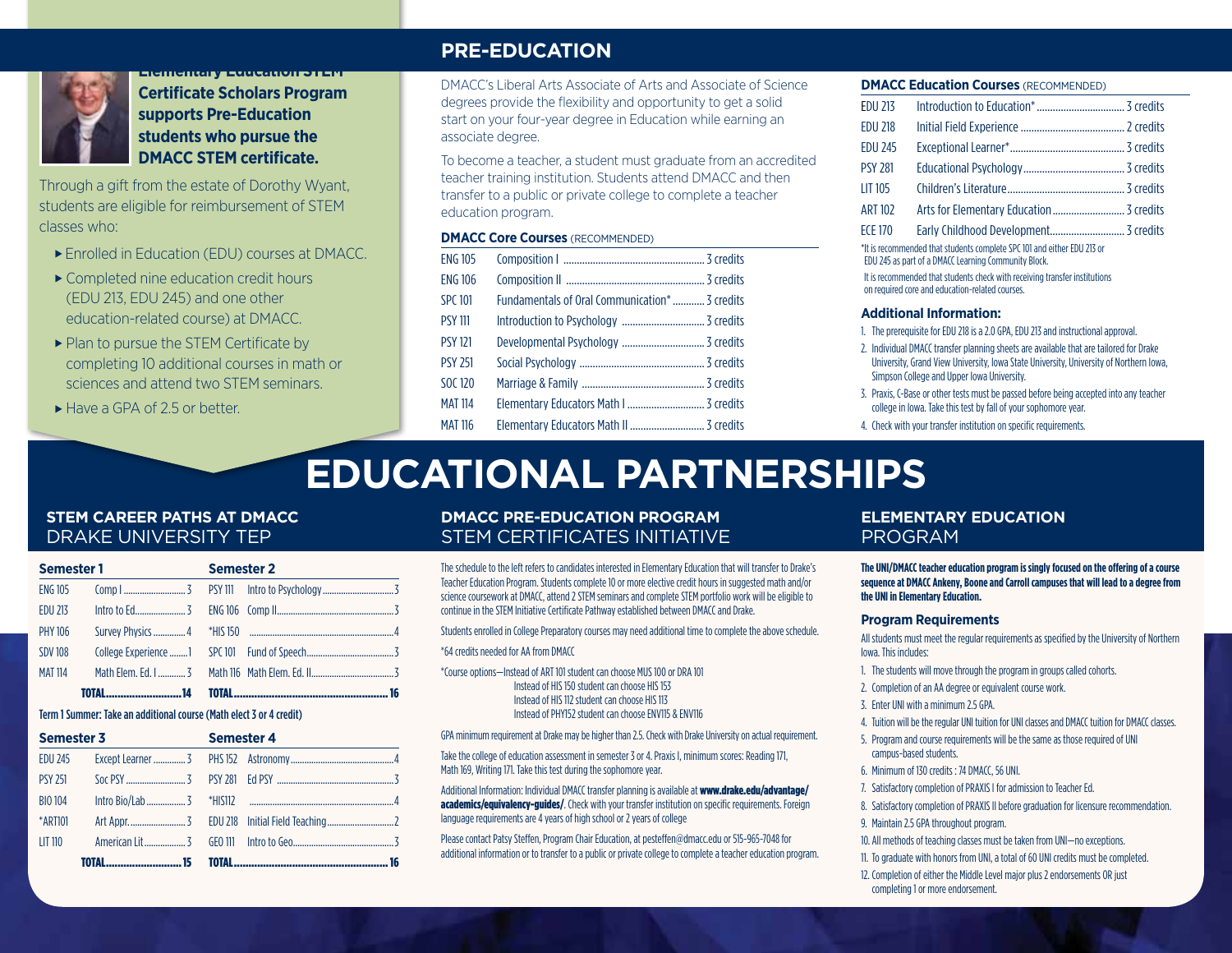**Elementary Education STEM Certificate Scholars Program supports Pre-Education students who pursue the DMACC STEM certificate.**

Through a gift from the estate of Dorothy Wyant, students are eligible for reimbursement of STEM classes who:

- Enrolled in Education (EDU) courses at DMACC.
- Completed nine education credit hours (EDU 213, EDU 245) and one other education-related course) at DMACC.
- Plan to pursue the STEM Certificate by completing 10 additional courses in math or sciences and attend two STEM seminars.
- Have a GPA of 2.5 or better.

## PRE-EDUCATION

DMACC's Liberal Arts Associate of Arts and Associate of Science degrees provide the flexibility and opportunity to get a solid start on your four-year degree in Education while earning an associate degree.

To become a teacher, a student must graduate from an accredited teacher training institution. Students attend DMACC and then transfer to a public or private college to complete a teacher education program.

**DMACC Core Courses** (RECOMMENDED)

| | | |
|---|---|---|
| ENG 105 | Composition I | 3 credits |
| ENG 106 | Composition II | 3 credits |
| SPC 101 | Fundamentals of Oral Communication* | 3 credits |
| PSY 111 | Introduction to Psychology | 3 credits |
| PSY 121 | Developmental Psychology | 3 credits |
| PSY 251 | Social Psychology | 3 credits |
| SOC 120 | Marriage & Family | 3 credits |
| MAT 114 | Elementary Educators Math I | 3 credits |
| MAT 116 | Elementary Educators Math II | 3 credits |

**DMACC Education Courses** (RECOMMENDED)

| | | |
|---|---|---|
| EDU 213 | Introduction to Education* | 3 credits |
| EDU 218 | Initial Field Experience | 2 credits |
| EDU 245 | Exceptional Learner* | 3 credits |
| PSY 281 | Educational Psychology | 3 credits |
| LIT 105 | Children's Literature | 3 credits |
| ART 102 | Arts for Elementary Education | 3 credits |
| ECE 170 | Early Childhood Development | 3 credits |

*It is recommended that students complete SPC 101 and either EDU 213 or EDU 245 as part of a DMACC Learning Community Block.

It is recommended that students check with receiving transfer institutions on required core and education-related courses.

### Additional Information:

1. The prerequisite for EDU 218 is a 2.0 GPA, EDU 213 and instructional approval.
2. Individual DMACC transfer planning sheets are available that are tailored for Drake University, Grand View University, Iowa State University, University of Northern Iowa, Simpson College and Upper Iowa University.
3. Praxis, C-Base or other tests must be passed before being accepted into any teacher college in Iowa. Take this test by fall of your sophomore year.
4. Check with your transfer institution on specific requirements.

# EDUCATIONAL PARTNERSHIPS

## STEM CAREER PATHS AT DMACC DRAKE UNIVERSITY TEP

| Semester 1 | | | Semester 2 | | |
|---|---|---|---|---|---|
| ENG 105 | Comp I | 3 | PSY 111 | Intro to Psychology | 3 |
| EDU 213 | Intro to Ed. | 3 | ENG 106 | Comp II | 3 |
| PHY 106 | Survey Physics | 4 | *HIS 150 | | 4 |
| SDV 108 | College Experience | 1 | SPC 101 | Fund of Speech | 3 |
| MAT 114 | Math Elem. Ed. I | 3 | Math 116 | Math Elem. Ed. II | 3 |
| | **TOTAL** | **14** | **TOTAL** | | **16** |

Term 1 Summer: Take an additional course (Math elect 3 or 4 credit)

| Semester 3 | | | Semester 4 | | |
|---|---|---|---|---|---|
| EDU 245 | Except Learner | 3 | PHS 152 | Astronomy | 4 |
| PSY 251 | Soc PSY | 3 | PSY 281 | Ed PSY | 3 |
| BIO 104 | Intro Bio/Lab | 3 | *HIS112 | | 4 |
| *ART101 | Art Appr. | 3 | EDU 218 | Initial Field Teaching | 2 |
| LIT 110 | American Lit | 3 | GEO 111 | Intro to Geo. | 3 |
| | **TOTAL** | **15** | **TOTAL** | | **16** |

## DMACC PRE-EDUCATION PROGRAM STEM CERTIFICATES INITIATIVE

The schedule to the left refers to candidates interested in Elementary Education that will transfer to Drake's Teacher Education Program. Students complete 10 or more elective credit hours in suggested math and/or science coursework at DMACC, attend 2 STEM seminars and complete STEM portfolio work will be eligible to continue in the STEM Initiative Certificate Pathway established between DMACC and Drake.

Students enrolled in College Preparatory courses may need additional time to complete the above schedule.

*64 credits needed for AA from DMACC

*Course options—Instead of ART 101 student can choose MUS 100 or DRA 101
Instead of HIS 150 student can choose HIS 153
Instead of HIS 112 student can choose HIS 113
Instead of PHY152 student can choose ENV115 & ENV116

GPA minimum requirement at Drake may be higher than 2.5. Check with Drake University on actual requirement.

Take the college of education assessment in semester 3 or 4. Praxis I, minimum scores: Reading 171, Math 169, Writing 171. Take this test during the sophomore year.

Additional Information: Individual DMACC transfer planning is available at **www.drake.edu/advantage/academics/equivalency-guides/**. Check with your transfer institution on specific requirements. Foreign language requirements are 4 years of high school or 2 years of college

Please contact Patsy Steffen, Program Chair Education, at pesteffen@dmacc.edu or 515-965-7048 for additional information or to transfer to a public or private college to complete a teacher education program.

## ELEMENTARY EDUCATION PROGRAM

**The UNI/DMACC teacher education program is singly focused on the offering of a course sequence at DMACC Ankeny, Boone and Carroll campuses that will lead to a degree from the UNI in Elementary Education.**

### Program Requirements

All students must meet the regular requirements as specified by the University of Northern Iowa. This includes:

1. The students will move through the program in groups called cohorts.
2. Completion of an AA degree or equivalent course work.
3. Enter UNI with a minimum 2.5 GPA.
4. Tuition will be the regular UNI tuition for UNI classes and DMACC tuition for DMACC classes.
5. Program and course requirements will be the same as those required of UNI campus-based students.
6. Minimum of 130 credits : 74 DMACC, 56 UNI.
7. Satisfactory completion of PRAXIS I for admission to Teacher Ed.
8. Satisfactory completion of PRAXIS II before graduation for licensure recommendation.
9. Maintain 2.5 GPA throughout program.
10. All methods of teaching classes must be taken from UNI—no exceptions.
11. To graduate with honors from UNI, a total of 60 UNI credits must be completed.
12. Completion of either the Middle Level major plus 2 endorsements OR just completing 1 or more endorsement.